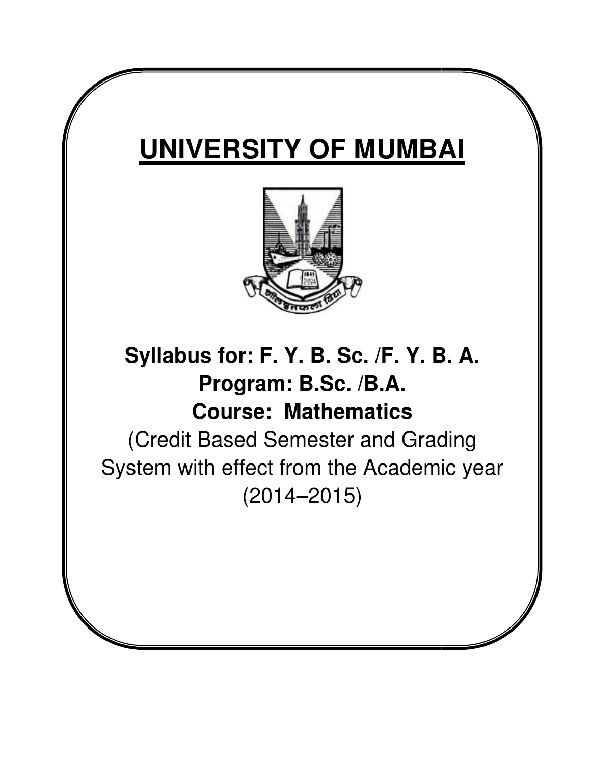# UNIVERSITY OF MUMBAI

**Syllabus for: F. Y. B. Sc. /F. Y. B. A.**

**Program: B.Sc. /B.A.**

**Course: Mathematics**

(Credit Based Semester and Grading System with effect from the Academic year (2014–2015)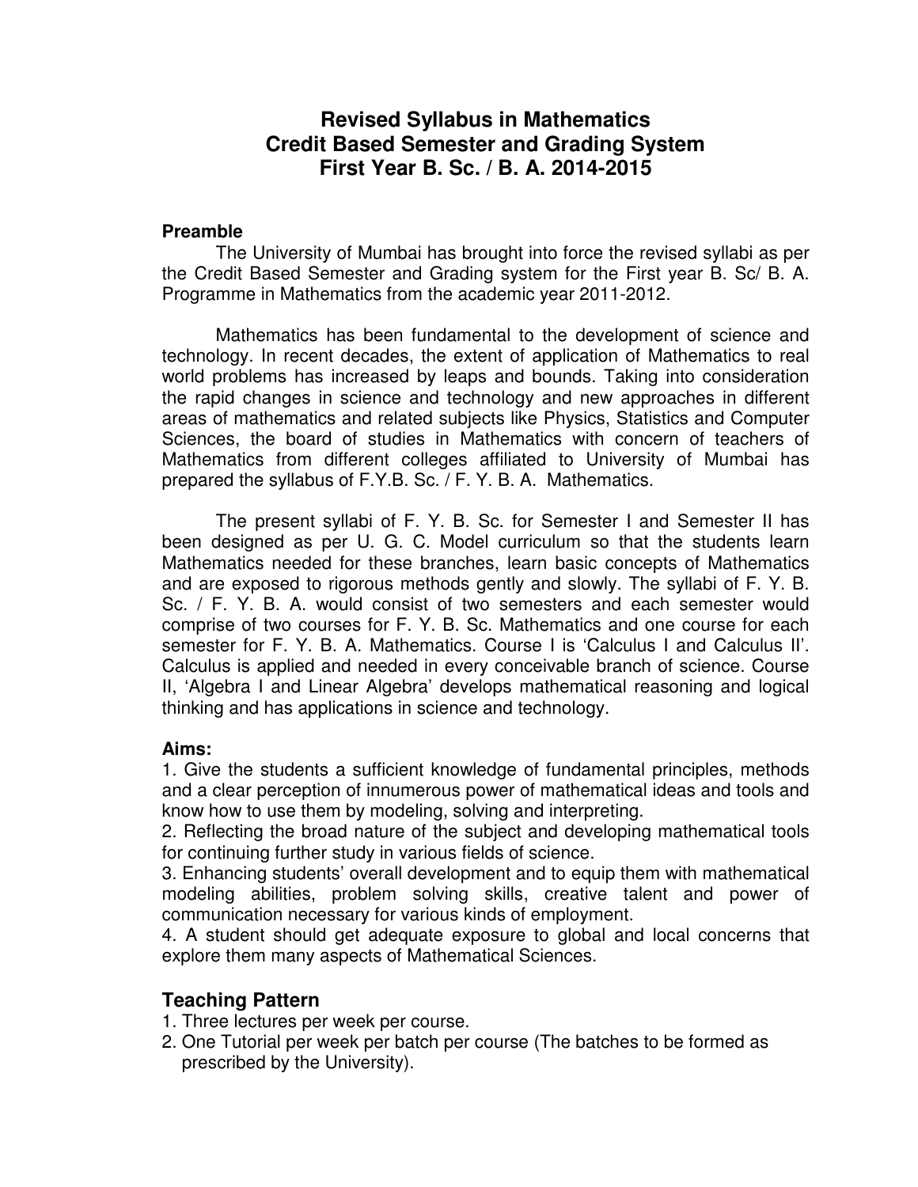# Revised Syllabus in Mathematics
# Credit Based Semester and Grading System
# First Year B. Sc. / B. A. 2014-2015

**Preamble**

The University of Mumbai has brought into force the revised syllabi as per the Credit Based Semester and Grading system for the First year B. Sc/ B. A. Programme in Mathematics from the academic year 2011-2012.

Mathematics has been fundamental to the development of science and technology. In recent decades, the extent of application of Mathematics to real world problems has increased by leaps and bounds. Taking into consideration the rapid changes in science and technology and new approaches in different areas of mathematics and related subjects like Physics, Statistics and Computer Sciences, the board of studies in Mathematics with concern of teachers of Mathematics from different colleges affiliated to University of Mumbai has prepared the syllabus of F.Y.B. Sc. / F. Y. B. A. Mathematics.

The present syllabi of F. Y. B. Sc. for Semester I and Semester II has been designed as per U. G. C. Model curriculum so that the students learn Mathematics needed for these branches, learn basic concepts of Mathematics and are exposed to rigorous methods gently and slowly. The syllabi of F. Y. B. Sc. / F. Y. B. A. would consist of two semesters and each semester would comprise of two courses for F. Y. B. Sc. Mathematics and one course for each semester for F. Y. B. A. Mathematics. Course I is 'Calculus I and Calculus II'. Calculus is applied and needed in every conceivable branch of science. Course II, 'Algebra I and Linear Algebra' develops mathematical reasoning and logical thinking and has applications in science and technology.

**Aims:**

1. Give the students a sufficient knowledge of fundamental principles, methods and a clear perception of innumerous power of mathematical ideas and tools and know how to use them by modeling, solving and interpreting.
2. Reflecting the broad nature of the subject and developing mathematical tools for continuing further study in various fields of science.
3. Enhancing students' overall development and to equip them with mathematical modeling abilities, problem solving skills, creative talent and power of communication necessary for various kinds of employment.
4. A student should get adequate exposure to global and local concerns that explore them many aspects of Mathematical Sciences.

## Teaching Pattern

1. Three lectures per week per course.
2. One Tutorial per week per batch per course (The batches to be formed as prescribed by the University).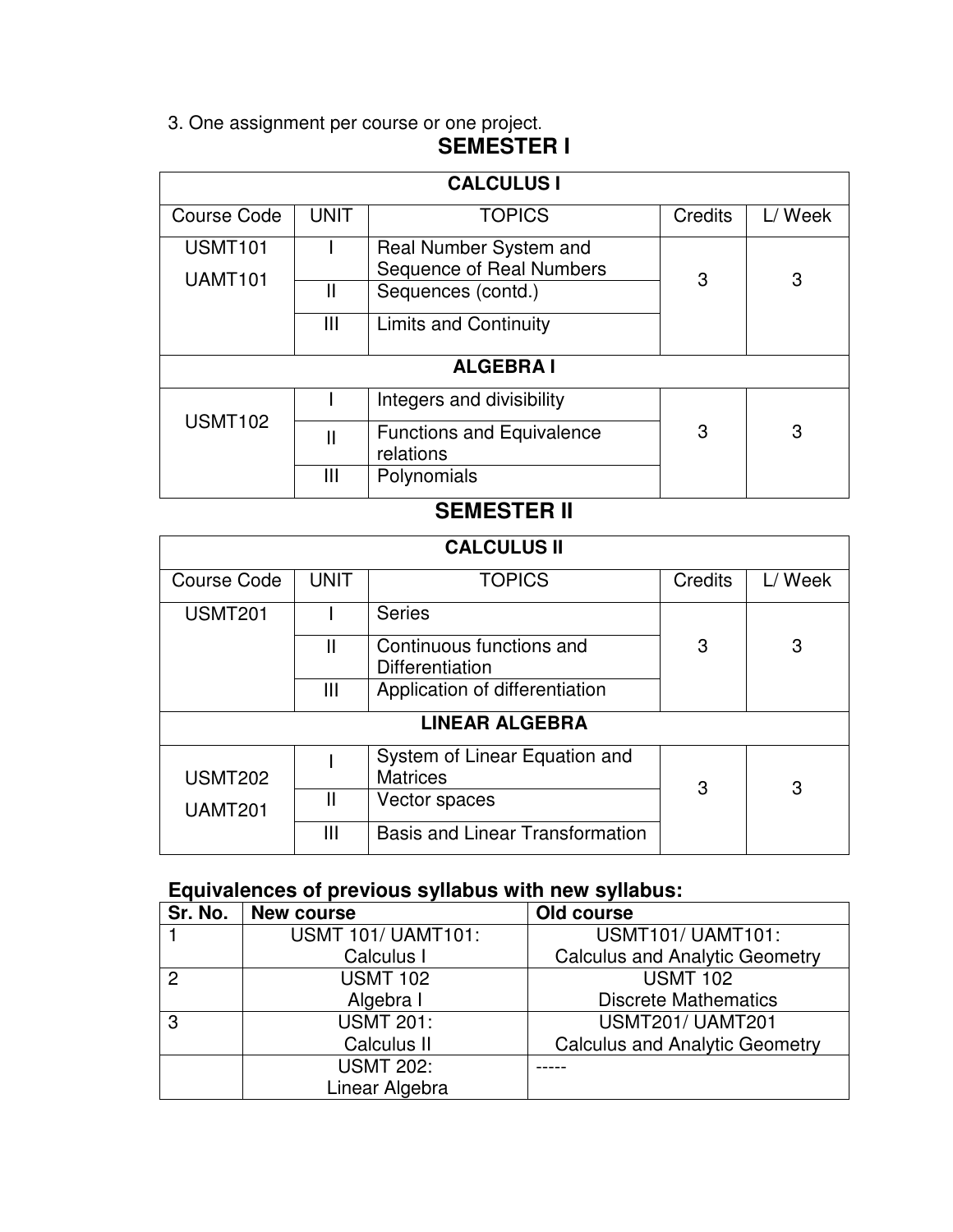3. One assignment per course or one project.

## SEMESTER I

| CALCULUS I | | | | |
|---|---|---|---|---|
| Course Code | UNIT | TOPICS | Credits | L/ Week |
| USMT101<br>UAMT101 | I | Real Number System and Sequence of Real Numbers | 3 | 3 |
| | II | Sequences (contd.) | | |
| | III | Limits and Continuity | | |
| **ALGEBRA I** | | | | |
| USMT102 | I | Integers and divisibility | 3 | 3 |
| | II | Functions and Equivalence relations | | |
| | III | Polynomials | | |

## SEMESTER II

| CALCULUS II | | | | |
|---|---|---|---|---|
| Course Code | UNIT | TOPICS | Credits | L/ Week |
| USMT201 | I | Series | 3 | 3 |
| | II | Continuous functions and Differentiation | | |
| | III | Application of differentiation | | |
| **LINEAR ALGEBRA** | | | | |
| USMT202<br>UAMT201 | I | System of Linear Equation and Matrices | 3 | 3 |
| | II | Vector spaces | | |
| | III | Basis and Linear Transformation | | |

### Equivalences of previous syllabus with new syllabus:

| Sr. No. | New course | Old course |
|---|---|---|
| 1 | USMT 101/ UAMT101:<br>Calculus I | USMT101/ UAMT101:<br>Calculus and Analytic Geometry |
| 2 | USMT 102<br>Algebra I | USMT 102<br>Discrete Mathematics |
| 3 | USMT 201:<br>Calculus II | USMT201/ UAMT201<br>Calculus and Analytic Geometry |
| | USMT 202:<br>Linear Algebra | ----- |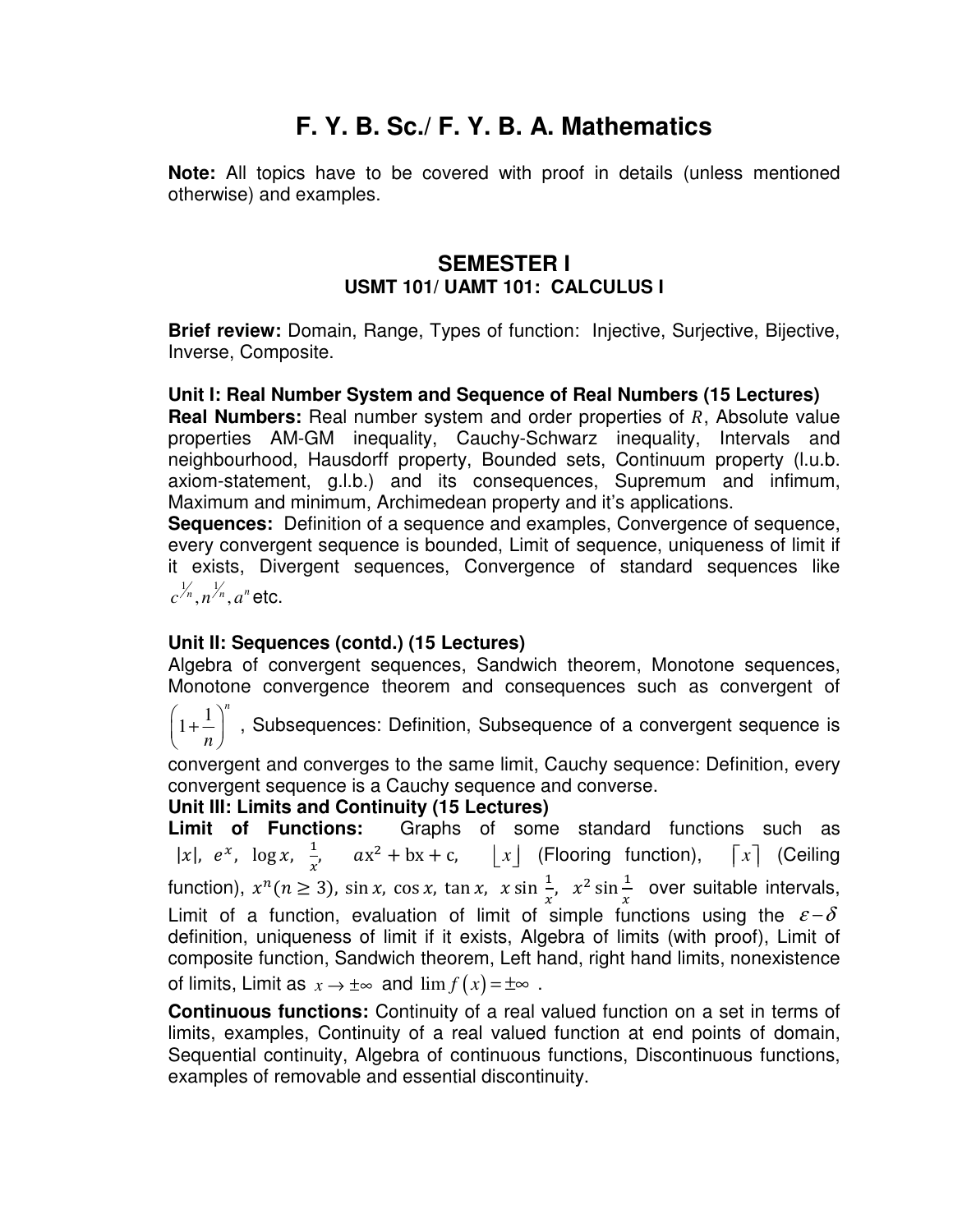# F. Y. B. Sc./ F. Y. B. A. Mathematics

**Note:** All topics have to be covered with proof in details (unless mentioned otherwise) and examples.

## SEMESTER I

### USMT 101/ UAMT 101: CALCULUS I

**Brief review:** Domain, Range, Types of function: Injective, Surjective, Bijective, Inverse, Composite.

**Unit I: Real Number System and Sequence of Real Numbers (15 Lectures)**

**Real Numbers:** Real number system and order properties of $R$, Absolute value properties AM-GM inequality, Cauchy-Schwarz inequality, Intervals and neighbourhood, Hausdorff property, Bounded sets, Continuum property (l.u.b. axiom-statement, g.l.b.) and its consequences, Supremum and infimum, Maximum and minimum, Archimedean property and it's applications.

**Sequences:** Definition of a sequence and examples, Convergence of sequence, every convergent sequence is bounded, Limit of sequence, uniqueness of limit if it exists, Divergent sequences, Convergence of standard sequences like $c^{1/n}, n^{1/n}, a^n$ etc.

**Unit II: Sequences (contd.) (15 Lectures)**

Algebra of convergent sequences, Sandwich theorem, Monotone sequences, Monotone convergence theorem and consequences such as convergent of $\left(1+\frac{1}{n}\right)^n$, Subsequences: Definition, Subsequence of a convergent sequence is convergent and converges to the same limit, Cauchy sequence: Definition, every convergent sequence is a Cauchy sequence and converse.

**Unit III: Limits and Continuity (15 Lectures)**

**Limit of Functions:** Graphs of some standard functions such as $|x|$, $e^x$, $\log x$, $\frac{1}{x}$, $ax^2 + bx + c$, $\lfloor x \rfloor$ (Flooring function), $\lceil x \rceil$ (Ceiling function), $x^n (n \geq 3)$, $\sin x$, $\cos x$, $\tan x$, $x \sin \frac{1}{x}$, $x^2 \sin \frac{1}{x}$ over suitable intervals, Limit of a function, evaluation of limit of simple functions using the $\varepsilon - \delta$ definition, uniqueness of limit if it exists, Algebra of limits (with proof), Limit of composite function, Sandwich theorem, Left hand, right hand limits, nonexistence of limits, Limit as $x \to \pm\infty$ and $\lim f(x) = \pm\infty$.

**Continuous functions:** Continuity of a real valued function on a set in terms of limits, examples, Continuity of a real valued function at end points of domain, Sequential continuity, Algebra of continuous functions, Discontinuous functions, examples of removable and essential discontinuity.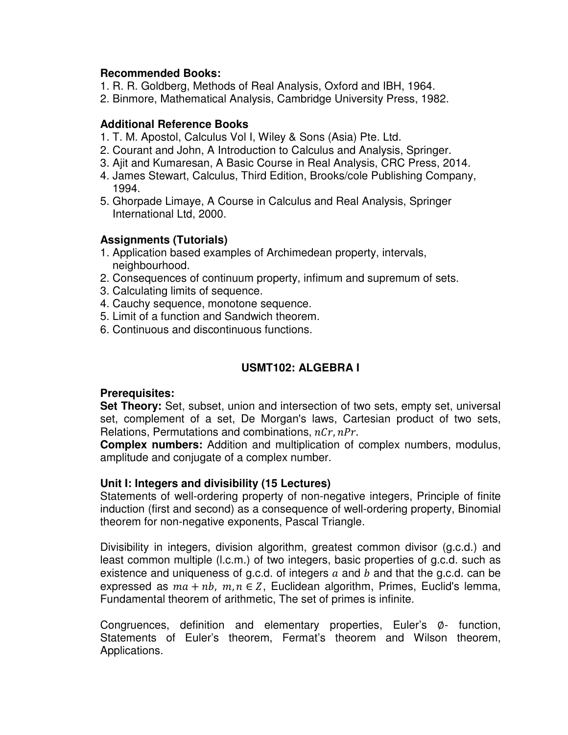**Recommended Books:**

1. R. R. Goldberg, Methods of Real Analysis, Oxford and IBH, 1964.
2. Binmore, Mathematical Analysis, Cambridge University Press, 1982.

**Additional Reference Books**

1. T. M. Apostol, Calculus Vol I, Wiley & Sons (Asia) Pte. Ltd.
2. Courant and John, A Introduction to Calculus and Analysis, Springer.
3. Ajit and Kumaresan, A Basic Course in Real Analysis, CRC Press, 2014.
4. James Stewart, Calculus, Third Edition, Brooks/cole Publishing Company, 1994.
5. Ghorpade Limaye, A Course in Calculus and Real Analysis, Springer International Ltd, 2000.

**Assignments (Tutorials)**

1. Application based examples of Archimedean property, intervals, neighbourhood.
2. Consequences of continuum property, infimum and supremum of sets.
3. Calculating limits of sequence.
4. Cauchy sequence, monotone sequence.
5. Limit of a function and Sandwich theorem.
6. Continuous and discontinuous functions.

## USMT102: ALGEBRA I

**Prerequisites:**

**Set Theory:** Set, subset, union and intersection of two sets, empty set, universal set, complement of a set, De Morgan's laws, Cartesian product of two sets, Relations, Permutations and combinations, $nCr, nPr$.

**Complex numbers:** Addition and multiplication of complex numbers, modulus, amplitude and conjugate of a complex number.

**Unit I: Integers and divisibility (15 Lectures)**

Statements of well-ordering property of non-negative integers, Principle of finite induction (first and second) as a consequence of well-ordering property, Binomial theorem for non-negative exponents, Pascal Triangle.

Divisibility in integers, division algorithm, greatest common divisor (g.c.d.) and least common multiple (l.c.m.) of two integers, basic properties of g.c.d. such as existence and uniqueness of g.c.d. of integers $a$ and $b$ and that the g.c.d. can be expressed as $ma + nb,\ m,n \in Z$, Euclidean algorithm, Primes, Euclid's lemma, Fundamental theorem of arithmetic, The set of primes is infinite.

Congruences, definition and elementary properties, Euler's $\emptyset$- function, Statements of Euler's theorem, Fermat's theorem and Wilson theorem, Applications.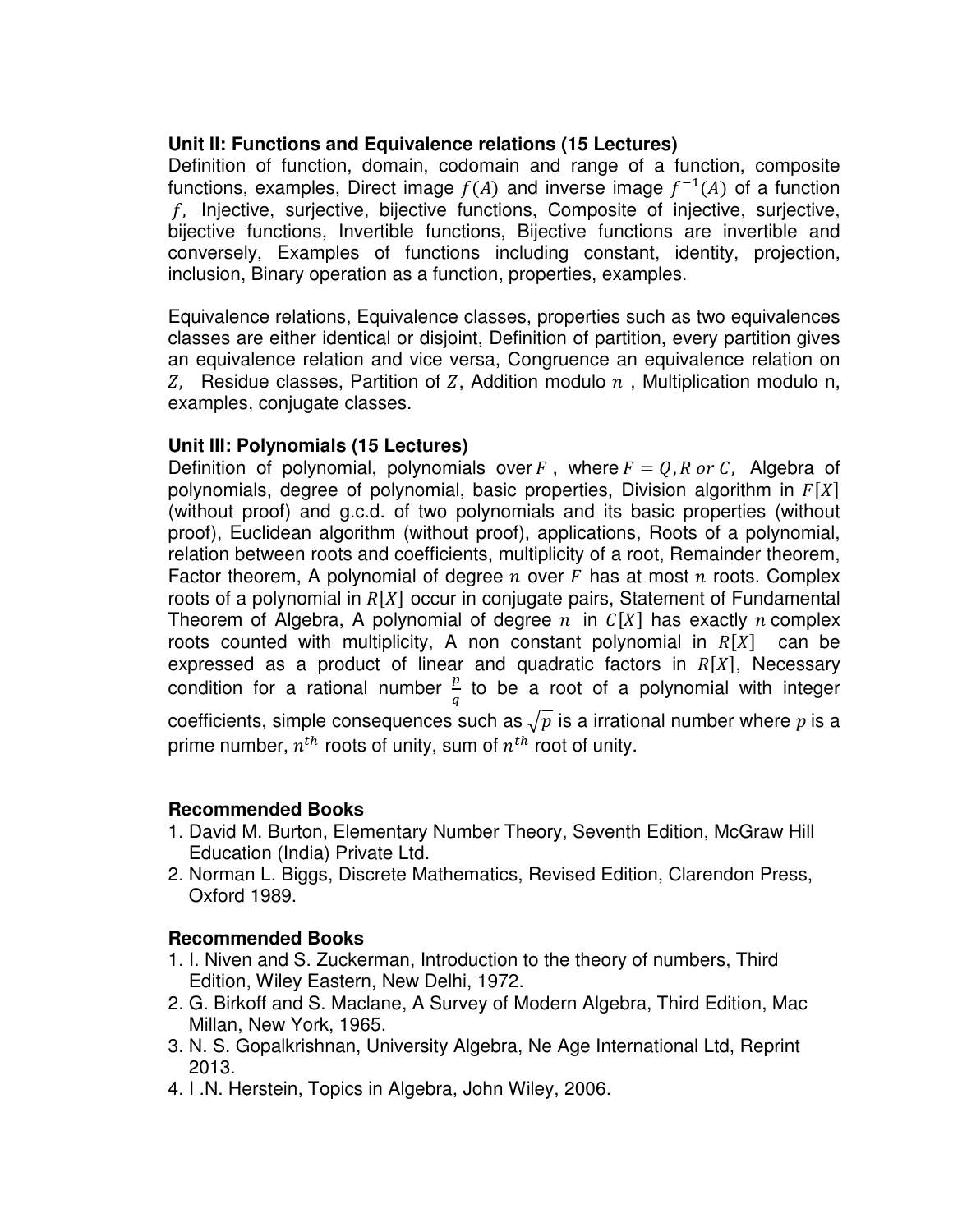**Unit II: Functions and Equivalence relations (15 Lectures)**

Definition of function, domain, codomain and range of a function, composite functions, examples, Direct image $f(A)$ and inverse image $f^{-1}(A)$ of a function $f$, Injective, surjective, bijective functions, Composite of injective, surjective, bijective functions, Invertible functions, Bijective functions are invertible and conversely, Examples of functions including constant, identity, projection, inclusion, Binary operation as a function, properties, examples.

Equivalence relations, Equivalence classes, properties such as two equivalences classes are either identical or disjoint, Definition of partition, every partition gives an equivalence relation and vice versa, Congruence an equivalence relation on $Z$, Residue classes, Partition of $Z$, Addition modulo $n$ , Multiplication modulo n, examples, conjugate classes.

**Unit III: Polynomials (15 Lectures)**

Definition of polynomial, polynomials over $F$ , where $F = Q, R \text{ or } C$, Algebra of polynomials, degree of polynomial, basic properties, Division algorithm in $F[X]$ (without proof) and g.c.d. of two polynomials and its basic properties (without proof), Euclidean algorithm (without proof), applications, Roots of a polynomial, relation between roots and coefficients, multiplicity of a root, Remainder theorem, Factor theorem, A polynomial of degree $n$ over $F$ has at most $n$ roots. Complex roots of a polynomial in $R[X]$ occur in conjugate pairs, Statement of Fundamental Theorem of Algebra, A polynomial of degree $n$ in $C[X]$ has exactly $n$ complex roots counted with multiplicity, A non constant polynomial in $R[X]$ can be expressed as a product of linear and quadratic factors in $R[X]$, Necessary condition for a rational number $\frac{p}{q}$ to be a root of a polynomial with integer coefficients, simple consequences such as $\sqrt{p}$ is a irrational number where $p$ is a prime number, $n^{th}$ roots of unity, sum of $n^{th}$ root of unity.

**Recommended Books**

1. David M. Burton, Elementary Number Theory, Seventh Edition, McGraw Hill Education (India) Private Ltd.
2. Norman L. Biggs, Discrete Mathematics, Revised Edition, Clarendon Press, Oxford 1989.

**Recommended Books**

1. I. Niven and S. Zuckerman, Introduction to the theory of numbers, Third Edition, Wiley Eastern, New Delhi, 1972.
2. G. Birkoff and S. Maclane, A Survey of Modern Algebra, Third Edition, Mac Millan, New York, 1965.
3. N. S. Gopalkrishnan, University Algebra, Ne Age International Ltd, Reprint 2013.
4. I .N. Herstein, Topics in Algebra, John Wiley, 2006.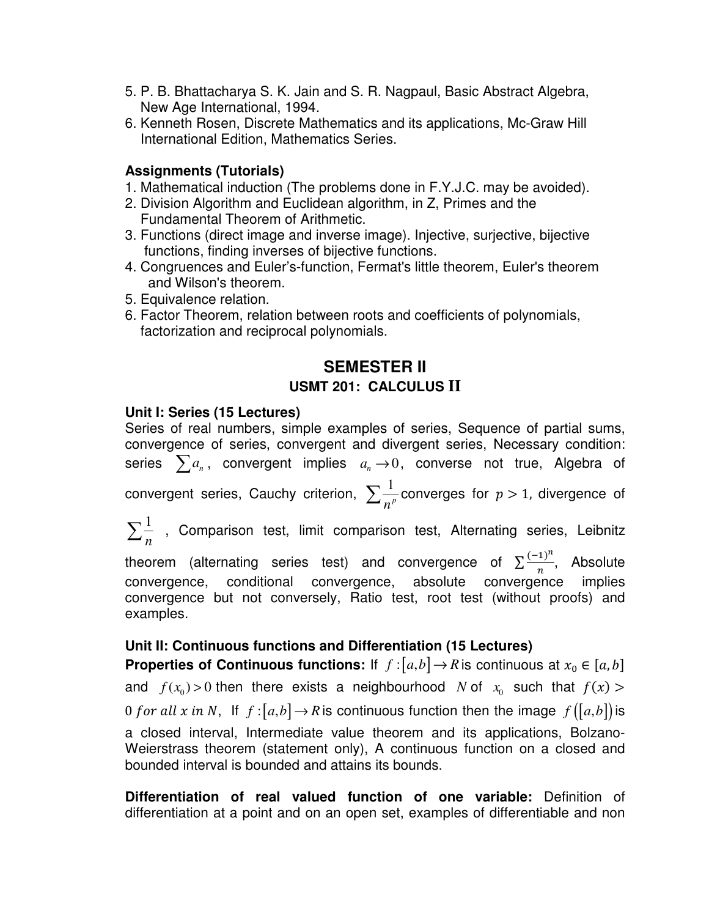5. P. B. Bhattacharya S. K. Jain and S. R. Nagpaul, Basic Abstract Algebra, New Age International, 1994.
6. Kenneth Rosen, Discrete Mathematics and its applications, Mc-Graw Hill International Edition, Mathematics Series.

**Assignments (Tutorials)**

1. Mathematical induction (The problems done in F.Y.J.C. may be avoided).
2. Division Algorithm and Euclidean algorithm, in Z, Primes and the Fundamental Theorem of Arithmetic.
3. Functions (direct image and inverse image). Injective, surjective, bijective functions, finding inverses of bijective functions.
4. Congruences and Euler's-function, Fermat's little theorem, Euler's theorem and Wilson's theorem.
5. Equivalence relation.
6. Factor Theorem, relation between roots and coefficients of polynomials, factorization and reciprocal polynomials.

## SEMESTER II

### USMT 201: CALCULUS II

**Unit I: Series (15 Lectures)**

Series of real numbers, simple examples of series, Sequence of partial sums, convergence of series, convergent and divergent series, Necessary condition: series $\sum a_n$, convergent implies $a_n \to 0$, converse not true, Algebra of convergent series, Cauchy criterion, $\sum \frac{1}{n^p}$ converges for $p > 1$, divergence of $\sum \frac{1}{n}$ , Comparison test, limit comparison test, Alternating series, Leibnitz theorem (alternating series test) and convergence of $\sum \frac{(-1)^n}{n}$, Absolute convergence, conditional convergence, absolute convergence implies convergence but not conversely, Ratio test, root test (without proofs) and examples.

**Unit II: Continuous functions and Differentiation (15 Lectures)**

**Properties of Continuous functions:** If $f:[a,b] \to R$ is continuous at $x_0 \in [a,b]$ and $f(x_0) > 0$ then there exists a neighbourhood $N$ of $x_0$ such that $f(x) > 0$ *for all* $x$ *in* $N$, If $f:[a,b] \to R$ is continuous function then the image $f([a,b])$ is a closed interval, Intermediate value theorem and its applications, Bolzano-Weierstrass theorem (statement only), A continuous function on a closed and bounded interval is bounded and attains its bounds.

**Differentiation of real valued function of one variable:** Definition of differentiation at a point and on an open set, examples of differentiable and non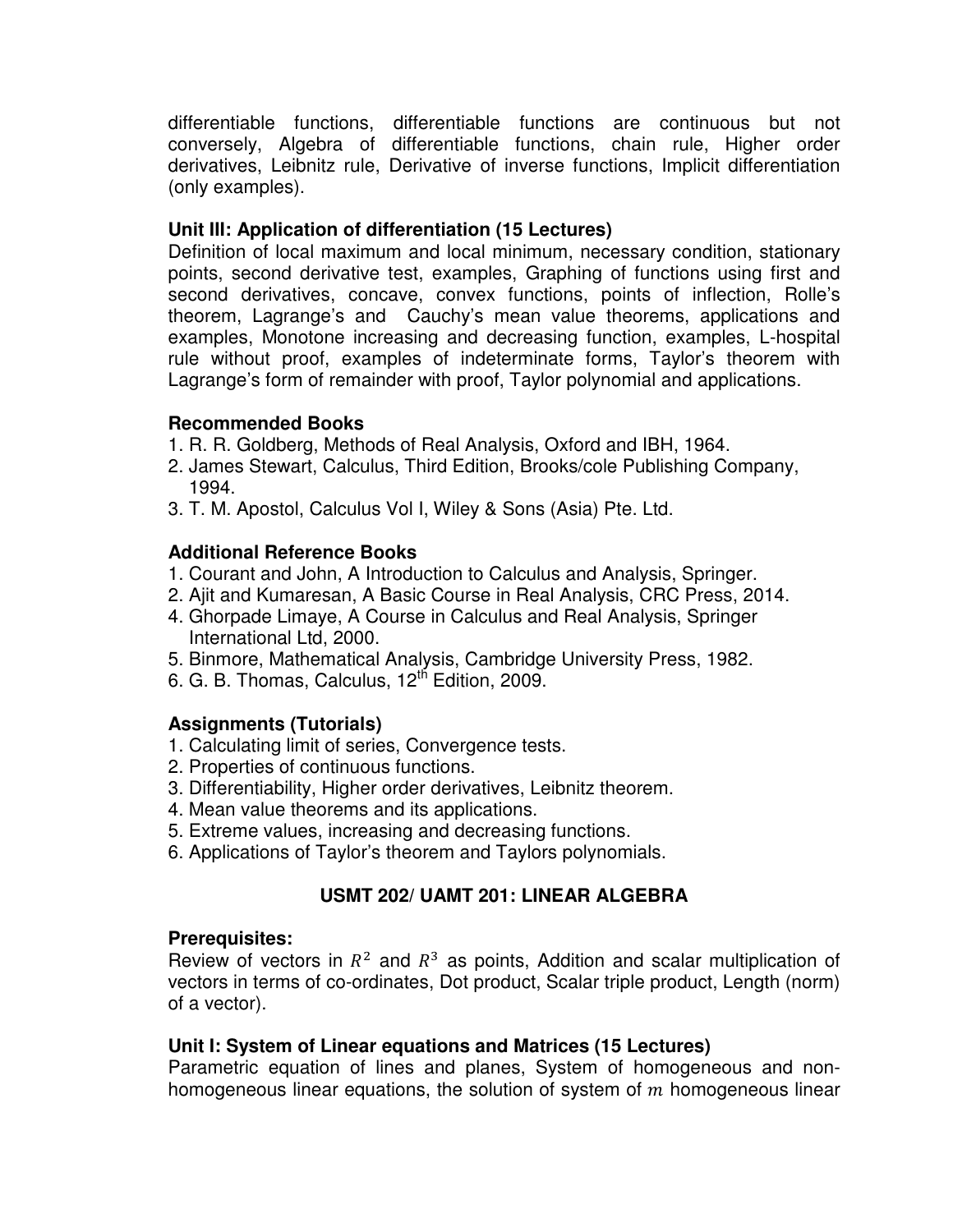differentiable functions, differentiable functions are continuous but not conversely, Algebra of differentiable functions, chain rule, Higher order derivatives, Leibnitz rule, Derivative of inverse functions, Implicit differentiation (only examples).

**Unit III: Application of differentiation (15 Lectures)**

Definition of local maximum and local minimum, necessary condition, stationary points, second derivative test, examples, Graphing of functions using first and second derivatives, concave, convex functions, points of inflection, Rolle's theorem, Lagrange's and Cauchy's mean value theorems, applications and examples, Monotone increasing and decreasing function, examples, L-hospital rule without proof, examples of indeterminate forms, Taylor's theorem with Lagrange's form of remainder with proof, Taylor polynomial and applications.

**Recommended Books**

1. R. R. Goldberg, Methods of Real Analysis, Oxford and IBH, 1964.
2. James Stewart, Calculus, Third Edition, Brooks/cole Publishing Company, 1994.
3. T. M. Apostol, Calculus Vol I, Wiley & Sons (Asia) Pte. Ltd.

**Additional Reference Books**

1. Courant and John, A Introduction to Calculus and Analysis, Springer.
2. Ajit and Kumaresan, A Basic Course in Real Analysis, CRC Press, 2014.
4. Ghorpade Limaye, A Course in Calculus and Real Analysis, Springer International Ltd, 2000.
5. Binmore, Mathematical Analysis, Cambridge University Press, 1982.
6. G. B. Thomas, Calculus, 12th Edition, 2009.

**Assignments (Tutorials)**

1. Calculating limit of series, Convergence tests.
2. Properties of continuous functions.
3. Differentiability, Higher order derivatives, Leibnitz theorem.
4. Mean value theorems and its applications.
5. Extreme values, increasing and decreasing functions.
6. Applications of Taylor's theorem and Taylors polynomials.

## USMT 202/ UAMT 201: LINEAR ALGEBRA

**Prerequisites:**

Review of vectors in $R^2$ and $R^3$ as points, Addition and scalar multiplication of vectors in terms of co-ordinates, Dot product, Scalar triple product, Length (norm) of a vector).

**Unit I: System of Linear equations and Matrices (15 Lectures)**

Parametric equation of lines and planes, System of homogeneous and non-homogeneous linear equations, the solution of system of $m$ homogeneous linear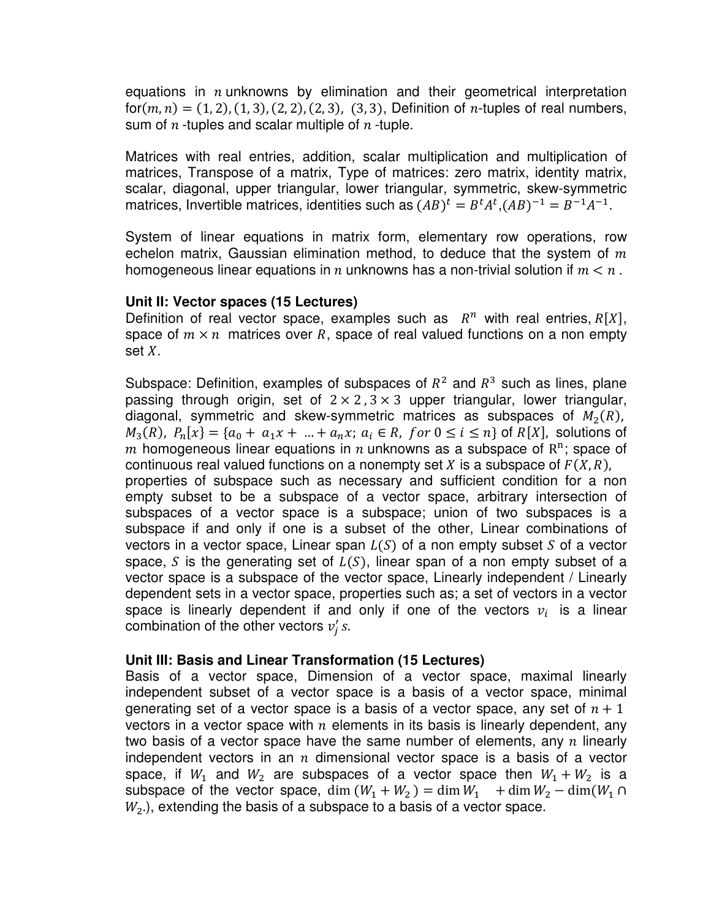equations in $n$ unknowns by elimination and their geometrical interpretation for$(m,n) = (1,2),(1,3),(2,2),(2,3),\ (3,3)$, Definition of $n$-tuples of real numbers, sum of $n$ -tuples and scalar multiple of $n$ -tuple.

Matrices with real entries, addition, scalar multiplication and multiplication of matrices, Transpose of a matrix, Type of matrices: zero matrix, identity matrix, scalar, diagonal, upper triangular, lower triangular, symmetric, skew-symmetric matrices, Invertible matrices, identities such as $(AB)^t = B^t A^t$,$(AB)^{-1} = B^{-1}A^{-1}$.

System of linear equations in matrix form, elementary row operations, row echelon matrix, Gaussian elimination method, to deduce that the system of $m$ homogeneous linear equations in $n$ unknowns has a non-trivial solution if $m < n$ .

**Unit II: Vector spaces (15 Lectures)**

Definition of real vector space, examples such as $R^n$ with real entries, $R[X]$, space of $m \times n$ matrices over $R$, space of real valued functions on a non empty set $X$.

Subspace: Definition, examples of subspaces of $R^2$ and $R^3$ such as lines, plane passing through origin, set of $2 \times 2$ , $3 \times 3$ upper triangular, lower triangular, diagonal, symmetric and skew-symmetric matrices as subspaces of $M_2(R)$, $M_3(R)$, $P_n[x] = \{a_0 + a_1 x + \ldots + a_n x;\ a_i \in R,\ for\ 0 \le i \le n\}$ of $R[X]$, solutions of $m$ homogeneous linear equations in $n$ unknowns as a subspace of $\mathrm{R}^{\mathrm{n}}$; space of continuous real valued functions on a nonempty set $X$ is a subspace of $F(X,R)$, properties of subspace such as necessary and sufficient condition for a non empty subset to be a subspace of a vector space, arbitrary intersection of subspaces of a vector space is a subspace; union of two subspaces is a subspace if and only if one is a subset of the other, Linear combinations of vectors in a vector space, Linear span $L(S)$ of a non empty subset $S$ of a vector space, $S$ is the generating set of $L(S)$, linear span of a non empty subset of a vector space is a subspace of the vector space, Linearly independent / Linearly dependent sets in a vector space, properties such as; a set of vectors in a vector space is linearly dependent if and only if one of the vectors $v_i$ is a linear combination of the other vectors $v_j' s$.

**Unit III: Basis and Linear Transformation (15 Lectures)**

Basis of a vector space, Dimension of a vector space, maximal linearly independent subset of a vector space is a basis of a vector space, minimal generating set of a vector space is a basis of a vector space, any set of $n+1$ vectors in a vector space with $n$ elements in its basis is linearly dependent, any two basis of a vector space have the same number of elements, any $n$ linearly independent vectors in an $n$ dimensional vector space is a basis of a vector space, if $W_1$ and $W_2$ are subspaces of a vector space then $W_1 + W_2$ is a subspace of the vector space, $\dim(W_1 + W_2) = \dim W_1 \ + \dim W_2 - \dim(W_1 \cap W_2.)$, extending the basis of a subspace to a basis of a vector space.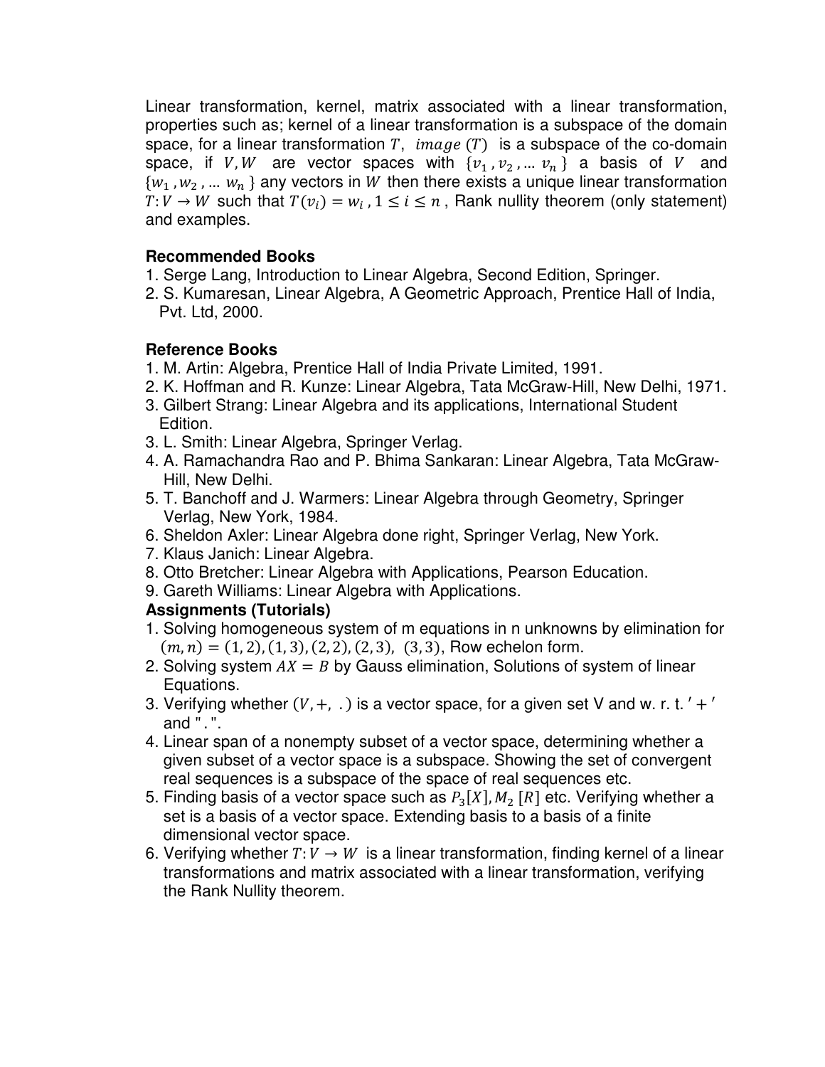Linear transformation, kernel, matrix associated with a linear transformation, properties such as; kernel of a linear transformation is a subspace of the domain space, for a linear transformation $T$, $image\ (T)$ is a subspace of the co-domain space, if $V, W$ are vector spaces with $\{v_1, v_2, \ldots v_n\}$ a basis of $V$ and $\{w_1, w_2, \ldots w_n\}$ any vectors in $W$ then there exists a unique linear transformation $T: V \rightarrow W$ such that $T(v_i) = w_i, 1 \leq i \leq n$, Rank nullity theorem (only statement) and examples.

**Recommended Books**

1. Serge Lang, Introduction to Linear Algebra, Second Edition, Springer.
2. S. Kumaresan, Linear Algebra, A Geometric Approach, Prentice Hall of India, Pvt. Ltd, 2000.

**Reference Books**

1. M. Artin: Algebra, Prentice Hall of India Private Limited, 1991.
2. K. Hoffman and R. Kunze: Linear Algebra, Tata McGraw-Hill, New Delhi, 1971.
3. Gilbert Strang: Linear Algebra and its applications, International Student Edition.
3. L. Smith: Linear Algebra, Springer Verlag.
4. A. Ramachandra Rao and P. Bhima Sankaran: Linear Algebra, Tata McGraw-Hill, New Delhi.
5. T. Banchoff and J. Warmers: Linear Algebra through Geometry, Springer Verlag, New York, 1984.
6. Sheldon Axler: Linear Algebra done right, Springer Verlag, New York.
7. Klaus Janich: Linear Algebra.
8. Otto Bretcher: Linear Algebra with Applications, Pearson Education.
9. Gareth Williams: Linear Algebra with Applications.

**Assignments (Tutorials)**

1. Solving homogeneous system of m equations in n unknowns by elimination for $(m, n) = (1, 2), (1, 3), (2, 2), (2, 3), (3, 3)$, Row echelon form.
2. Solving system $AX = B$ by Gauss elimination, Solutions of system of linear Equations.
3. Verifying whether $(V, +, .)$ is a vector space, for a given set V and w. r. t. $' + '$ and " . ".
4. Linear span of a nonempty subset of a vector space, determining whether a given subset of a vector space is a subspace. Showing the set of convergent real sequences is a subspace of the space of real sequences etc.
5. Finding basis of a vector space such as $P_3[X], M_2[R]$ etc. Verifying whether a set is a basis of a vector space. Extending basis to a basis of a finite dimensional vector space.
6. Verifying whether $T: V \rightarrow W$ is a linear transformation, finding kernel of a linear transformations and matrix associated with a linear transformation, verifying the Rank Nullity theorem.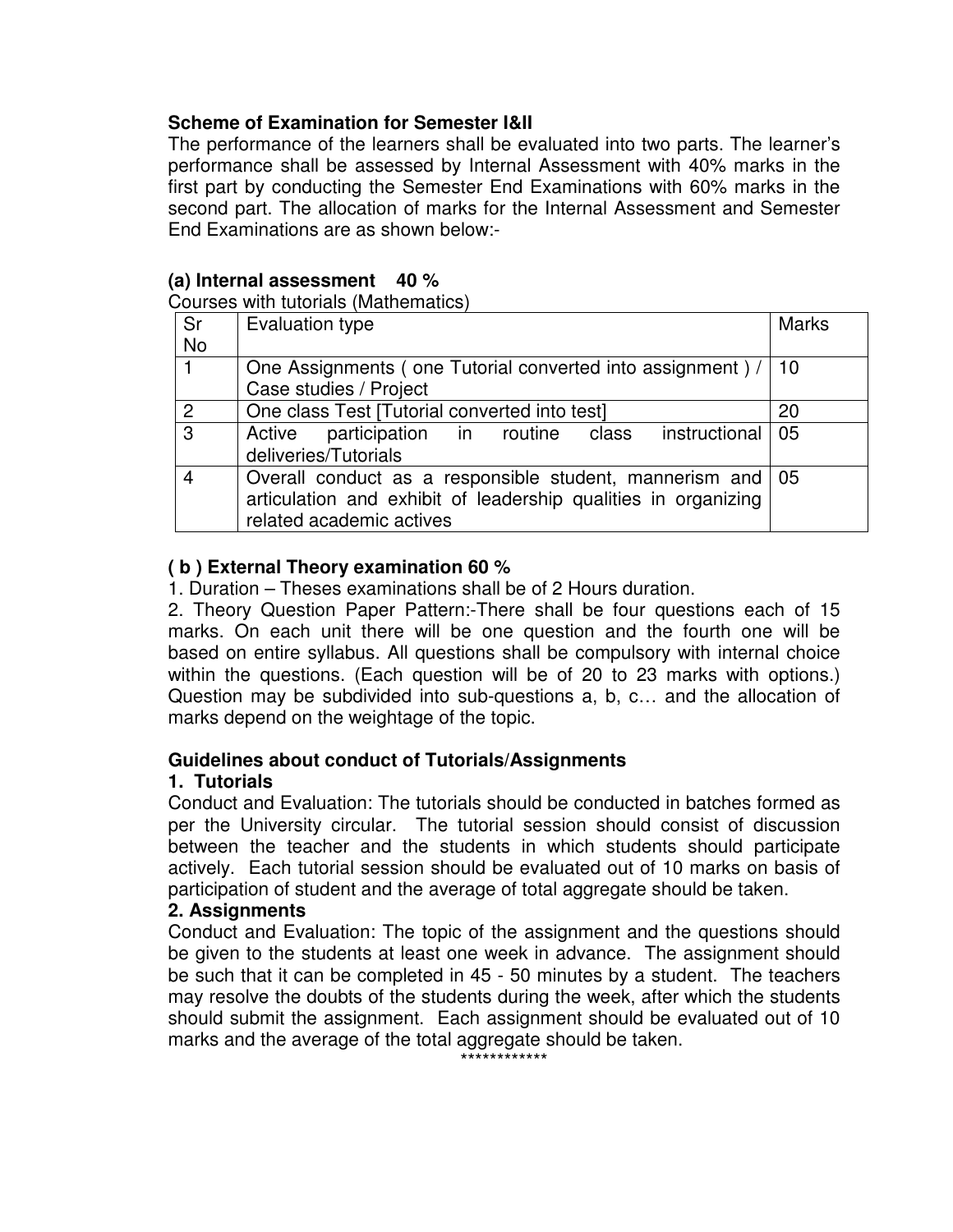**Scheme of Examination for Semester I&II**

The performance of the learners shall be evaluated into two parts. The learner's performance shall be assessed by Internal Assessment with 40% marks in the first part by conducting the Semester End Examinations with 60% marks in the second part. The allocation of marks for the Internal Assessment and Semester End Examinations are as shown below:-

**(a) Internal assessment 40 %**

Courses with tutorials (Mathematics)

| Sr No | Evaluation type | Marks |
|---|---|---|
| 1 | One Assignments ( one Tutorial converted into assignment ) / Case studies / Project | 10 |
| 2 | One class Test [Tutorial converted into test] | 20 |
| 3 | Active participation in routine class instructional deliveries/Tutorials | 05 |
| 4 | Overall conduct as a responsible student, mannerism and articulation and exhibit of leadership qualities in organizing related academic actives | 05 |

**( b ) External Theory examination 60 %**

1. Duration – Theses examinations shall be of 2 Hours duration.
2. Theory Question Paper Pattern:-There shall be four questions each of 15 marks. On each unit there will be one question and the fourth one will be based on entire syllabus. All questions shall be compulsory with internal choice within the questions. (Each question will be of 20 to 23 marks with options.) Question may be subdivided into sub-questions a, b, c… and the allocation of marks depend on the weightage of the topic.

**Guidelines about conduct of Tutorials/Assignments**

**1. Tutorials**

Conduct and Evaluation: The tutorials should be conducted in batches formed as per the University circular. The tutorial session should consist of discussion between the teacher and the students in which students should participate actively. Each tutorial session should be evaluated out of 10 marks on basis of participation of student and the average of total aggregate should be taken.

**2. Assignments**

Conduct and Evaluation: The topic of the assignment and the questions should be given to the students at least one week in advance. The assignment should be such that it can be completed in 45 - 50 minutes by a student. The teachers may resolve the doubts of the students during the week, after which the students should submit the assignment. Each assignment should be evaluated out of 10 marks and the average of the total aggregate should be taken.

************